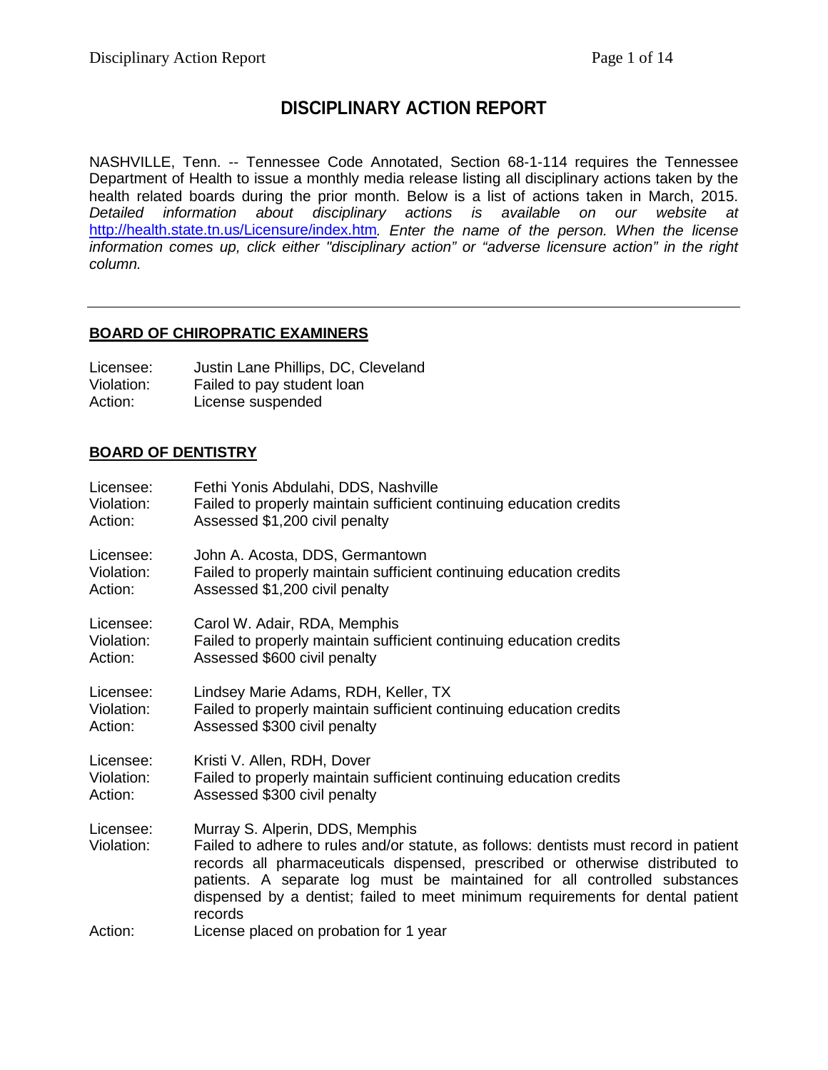# DISCIPLINARY ACTION REPORT

NASHVILLE, Tenn. -- Tennessee Code Annotated, Section 68-1-114 requires the Tennessee Department of Health to issue a monthly media release listing all disciplinary actions taken by the health related boards during the prior month. Below is a list of actions taken in March, 2015. *Detailed information about disciplinary actions is available on our website at* [http://health.state.tn.us/Licensure/index.htm](http://health.state.tn.us/Licensure/index.htm)*. Enter the name of the person. When the license information comes up, click either "disciplinary action" or "adverse licensure action" in the right column.*

---

## BOARD OF CHIROPRATIC EXAMINERS

Licensee: Justin Lane Phillips, DC, Cleveland
Violation: Failed to pay student loan
Action: License suspended

## BOARD OF DENTISTRY

Licensee: Fethi Yonis Abdulahi, DDS, Nashville
Violation: Failed to properly maintain sufficient continuing education credits
Action: Assessed $1,200 civil penalty

Licensee: John A. Acosta, DDS, Germantown
Violation: Failed to properly maintain sufficient continuing education credits
Action: Assessed $1,200 civil penalty

Licensee: Carol W. Adair, RDA, Memphis
Violation: Failed to properly maintain sufficient continuing education credits
Action: Assessed $600 civil penalty

Licensee: Lindsey Marie Adams, RDH, Keller, TX
Violation: Failed to properly maintain sufficient continuing education credits
Action: Assessed $300 civil penalty

Licensee: Kristi V. Allen, RDH, Dover
Violation: Failed to properly maintain sufficient continuing education credits
Action: Assessed $300 civil penalty

Licensee: Murray S. Alperin, DDS, Memphis
Violation: Failed to adhere to rules and/or statute, as follows: dentists must record in patient records all pharmaceuticals dispensed, prescribed or otherwise distributed to patients. A separate log must be maintained for all controlled substances dispensed by a dentist; failed to meet minimum requirements for dental patient records
Action: License placed on probation for 1 year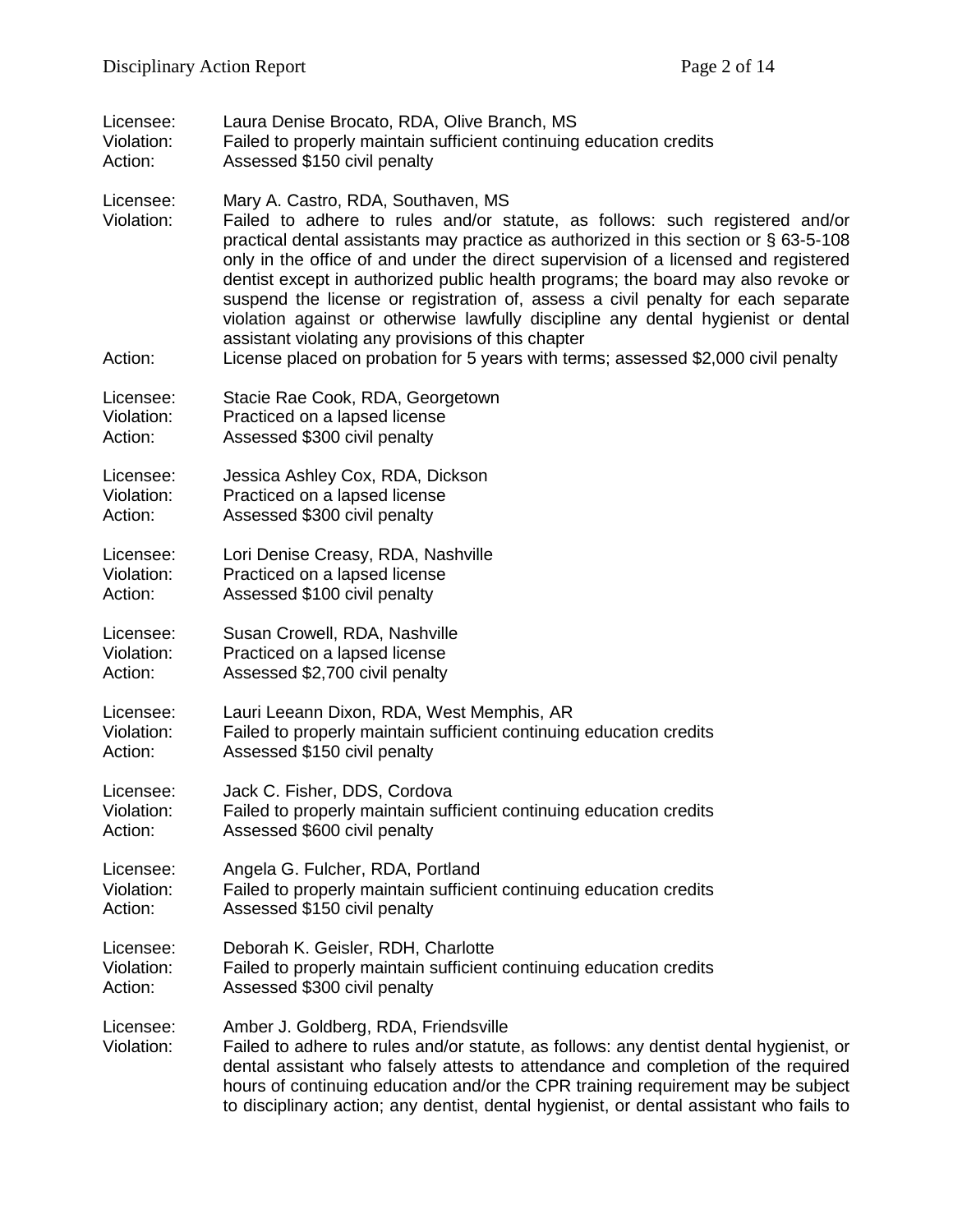Licensee: Laura Denise Brocato, RDA, Olive Branch, MS
Violation: Failed to properly maintain sufficient continuing education credits
Action: Assessed $150 civil penalty

Licensee: Mary A. Castro, RDA, Southaven, MS
Violation: Failed to adhere to rules and/or statute, as follows: such registered and/or practical dental assistants may practice as authorized in this section or § 63-5-108 only in the office of and under the direct supervision of a licensed and registered dentist except in authorized public health programs; the board may also revoke or suspend the license or registration of, assess a civil penalty for each separate violation against or otherwise lawfully discipline any dental hygienist or dental assistant violating any provisions of this chapter
Action: License placed on probation for 5 years with terms; assessed $2,000 civil penalty

Licensee: Stacie Rae Cook, RDA, Georgetown
Violation: Practiced on a lapsed license
Action: Assessed $300 civil penalty

Licensee: Jessica Ashley Cox, RDA, Dickson
Violation: Practiced on a lapsed license
Action: Assessed $300 civil penalty

Licensee: Lori Denise Creasy, RDA, Nashville
Violation: Practiced on a lapsed license
Action: Assessed $100 civil penalty

Licensee: Susan Crowell, RDA, Nashville
Violation: Practiced on a lapsed license
Action: Assessed $2,700 civil penalty

Licensee: Lauri Leeann Dixon, RDA, West Memphis, AR
Violation: Failed to properly maintain sufficient continuing education credits
Action: Assessed $150 civil penalty

Licensee: Jack C. Fisher, DDS, Cordova
Violation: Failed to properly maintain sufficient continuing education credits
Action: Assessed $600 civil penalty

Licensee: Angela G. Fulcher, RDA, Portland
Violation: Failed to properly maintain sufficient continuing education credits
Action: Assessed $150 civil penalty

Licensee: Deborah K. Geisler, RDH, Charlotte
Violation: Failed to properly maintain sufficient continuing education credits
Action: Assessed $300 civil penalty

Licensee: Amber J. Goldberg, RDA, Friendsville
Violation: Failed to adhere to rules and/or statute, as follows: any dentist dental hygienist, or dental assistant who falsely attests to attendance and completion of the required hours of continuing education and/or the CPR training requirement may be subject to disciplinary action; any dentist, dental hygienist, or dental assistant who fails to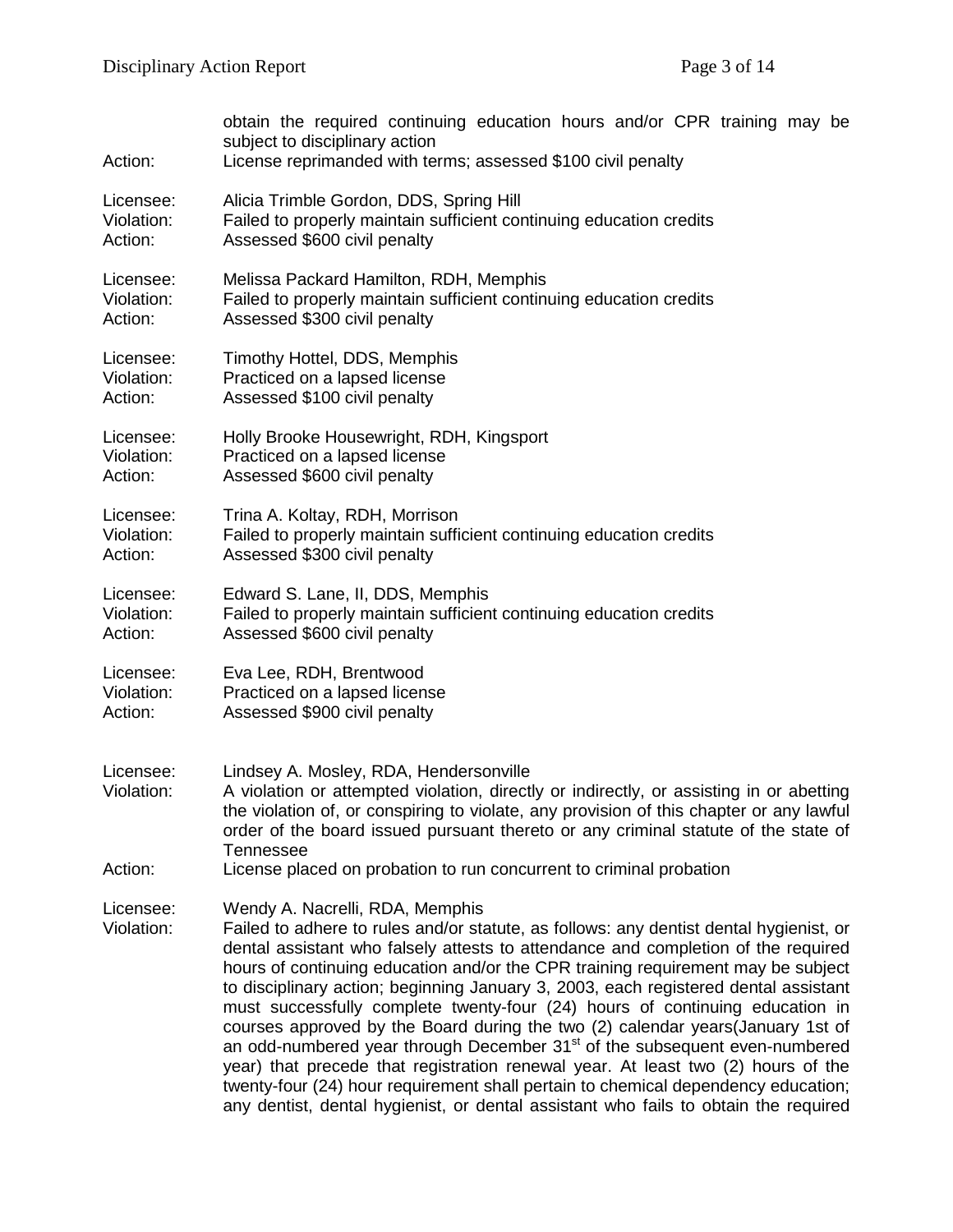obtain the required continuing education hours and/or CPR training may be subject to disciplinary action

Action: License reprimanded with terms; assessed $100 civil penalty

Licensee: Alicia Trimble Gordon, DDS, Spring Hill
Violation: Failed to properly maintain sufficient continuing education credits
Action: Assessed $600 civil penalty

Licensee: Melissa Packard Hamilton, RDH, Memphis
Violation: Failed to properly maintain sufficient continuing education credits
Action: Assessed $300 civil penalty

Licensee: Timothy Hottel, DDS, Memphis
Violation: Practiced on a lapsed license
Action: Assessed $100 civil penalty

Licensee: Holly Brooke Housewright, RDH, Kingsport
Violation: Practiced on a lapsed license
Action: Assessed $600 civil penalty

Licensee: Trina A. Koltay, RDH, Morrison
Violation: Failed to properly maintain sufficient continuing education credits
Action: Assessed $300 civil penalty

Licensee: Edward S. Lane, II, DDS, Memphis
Violation: Failed to properly maintain sufficient continuing education credits
Action: Assessed $600 civil penalty

Licensee: Eva Lee, RDH, Brentwood
Violation: Practiced on a lapsed license
Action: Assessed $900 civil penalty

Licensee: Lindsey A. Mosley, RDA, Hendersonville
Violation: A violation or attempted violation, directly or indirectly, or assisting in or abetting the violation of, or conspiring to violate, any provision of this chapter or any lawful order of the board issued pursuant thereto or any criminal statute of the state of Tennessee
Action: License placed on probation to run concurrent to criminal probation

Licensee: Wendy A. Nacrelli, RDA, Memphis
Violation: Failed to adhere to rules and/or statute, as follows: any dentist dental hygienist, or dental assistant who falsely attests to attendance and completion of the required hours of continuing education and/or the CPR training requirement may be subject to disciplinary action; beginning January 3, 2003, each registered dental assistant must successfully complete twenty-four (24) hours of continuing education in courses approved by the Board during the two (2) calendar years(January 1st of an odd-numbered year through December 31st of the subsequent even-numbered year) that precede that registration renewal year. At least two (2) hours of the twenty-four (24) hour requirement shall pertain to chemical dependency education; any dentist, dental hygienist, or dental assistant who fails to obtain the required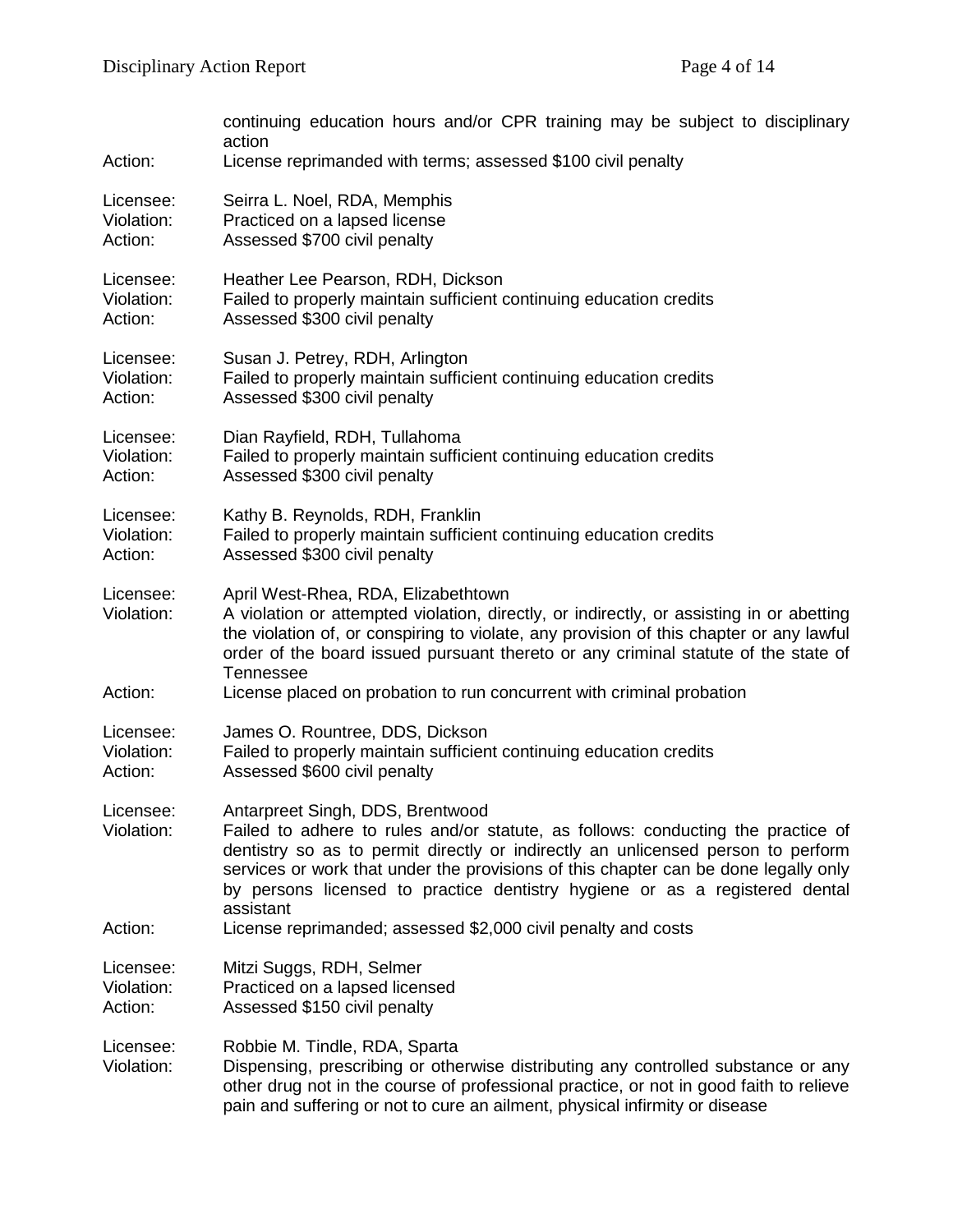continuing education hours and/or CPR training may be subject to disciplinary action

Action: License reprimanded with terms; assessed $100 civil penalty

Licensee: Seirra L. Noel, RDA, Memphis
Violation: Practiced on a lapsed license
Action: Assessed $700 civil penalty

Licensee: Heather Lee Pearson, RDH, Dickson
Violation: Failed to properly maintain sufficient continuing education credits
Action: Assessed $300 civil penalty

Licensee: Susan J. Petrey, RDH, Arlington
Violation: Failed to properly maintain sufficient continuing education credits
Action: Assessed $300 civil penalty

Licensee: Dian Rayfield, RDH, Tullahoma
Violation: Failed to properly maintain sufficient continuing education credits
Action: Assessed $300 civil penalty

Licensee: Kathy B. Reynolds, RDH, Franklin
Violation: Failed to properly maintain sufficient continuing education credits
Action: Assessed $300 civil penalty

Licensee: April West-Rhea, RDA, Elizabethtown
Violation: A violation or attempted violation, directly, or indirectly, or assisting in or abetting the violation of, or conspiring to violate, any provision of this chapter or any lawful order of the board issued pursuant thereto or any criminal statute of the state of Tennessee
Action: License placed on probation to run concurrent with criminal probation

Licensee: James O. Rountree, DDS, Dickson
Violation: Failed to properly maintain sufficient continuing education credits
Action: Assessed $600 civil penalty

Licensee: Antarpreet Singh, DDS, Brentwood
Violation: Failed to adhere to rules and/or statute, as follows: conducting the practice of dentistry so as to permit directly or indirectly an unlicensed person to perform services or work that under the provisions of this chapter can be done legally only by persons licensed to practice dentistry hygiene or as a registered dental assistant
Action: License reprimanded; assessed $2,000 civil penalty and costs

Licensee: Mitzi Suggs, RDH, Selmer
Violation: Practiced on a lapsed licensed
Action: Assessed $150 civil penalty

Licensee: Robbie M. Tindle, RDA, Sparta
Violation: Dispensing, prescribing or otherwise distributing any controlled substance or any other drug not in the course of professional practice, or not in good faith to relieve pain and suffering or not to cure an ailment, physical infirmity or disease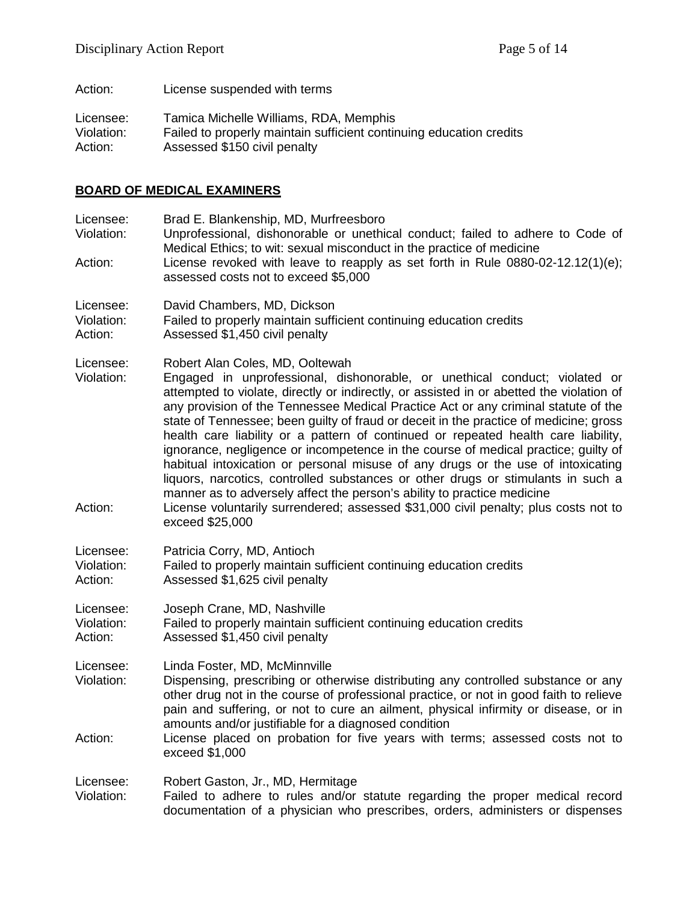Action: License suspended with terms

Licensee: Tamica Michelle Williams, RDA, Memphis
Violation: Failed to properly maintain sufficient continuing education credits
Action: Assessed $150 civil penalty

## BOARD OF MEDICAL EXAMINERS

Licensee: Brad E. Blankenship, MD, Murfreesboro
Violation: Unprofessional, dishonorable or unethical conduct; failed to adhere to Code of Medical Ethics; to wit: sexual misconduct in the practice of medicine
Action: License revoked with leave to reapply as set forth in Rule 0880-02-12.12(1)(e); assessed costs not to exceed $5,000

Licensee: David Chambers, MD, Dickson
Violation: Failed to properly maintain sufficient continuing education credits
Action: Assessed $1,450 civil penalty

Licensee: Robert Alan Coles, MD, Ooltewah
Violation: Engaged in unprofessional, dishonorable, or unethical conduct; violated or attempted to violate, directly or indirectly, or assisted in or abetted the violation of any provision of the Tennessee Medical Practice Act or any criminal statute of the state of Tennessee; been guilty of fraud or deceit in the practice of medicine; gross health care liability or a pattern of continued or repeated health care liability, ignorance, negligence or incompetence in the course of medical practice; guilty of habitual intoxication or personal misuse of any drugs or the use of intoxicating liquors, narcotics, controlled substances or other drugs or stimulants in such a manner as to adversely affect the person's ability to practice medicine
Action: License voluntarily surrendered; assessed $31,000 civil penalty; plus costs not to exceed $25,000

Licensee: Patricia Corry, MD, Antioch
Violation: Failed to properly maintain sufficient continuing education credits
Action: Assessed $1,625 civil penalty

Licensee: Joseph Crane, MD, Nashville
Violation: Failed to properly maintain sufficient continuing education credits
Action: Assessed $1,450 civil penalty

Licensee: Linda Foster, MD, McMinnville
Violation: Dispensing, prescribing or otherwise distributing any controlled substance or any other drug not in the course of professional practice, or not in good faith to relieve pain and suffering, or not to cure an ailment, physical infirmity or disease, or in amounts and/or justifiable for a diagnosed condition
Action: License placed on probation for five years with terms; assessed costs not to exceed $1,000

Licensee: Robert Gaston, Jr., MD, Hermitage
Violation: Failed to adhere to rules and/or statute regarding the proper medical record documentation of a physician who prescribes, orders, administers or dispenses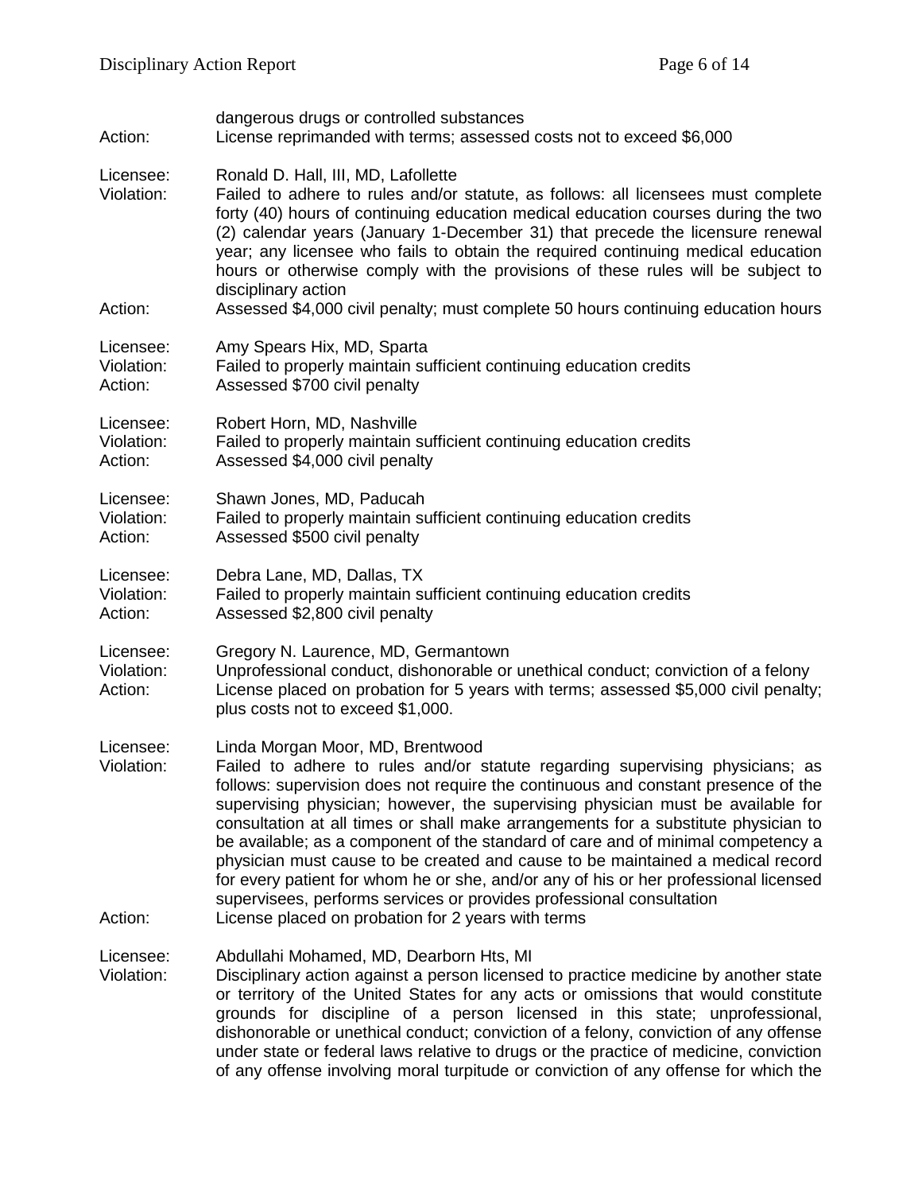dangerous drugs or controlled substances

Action: License reprimanded with terms; assessed costs not to exceed $6,000

Licensee: Ronald D. Hall, III, MD, Lafollette
Violation: Failed to adhere to rules and/or statute, as follows: all licensees must complete forty (40) hours of continuing education medical education courses during the two (2) calendar years (January 1-December 31) that precede the licensure renewal year; any licensee who fails to obtain the required continuing medical education hours or otherwise comply with the provisions of these rules will be subject to disciplinary action
Action: Assessed $4,000 civil penalty; must complete 50 hours continuing education hours

Licensee: Amy Spears Hix, MD, Sparta
Violation: Failed to properly maintain sufficient continuing education credits
Action: Assessed $700 civil penalty

Licensee: Robert Horn, MD, Nashville
Violation: Failed to properly maintain sufficient continuing education credits
Action: Assessed $4,000 civil penalty

Licensee: Shawn Jones, MD, Paducah
Violation: Failed to properly maintain sufficient continuing education credits
Action: Assessed $500 civil penalty

Licensee: Debra Lane, MD, Dallas, TX
Violation: Failed to properly maintain sufficient continuing education credits
Action: Assessed $2,800 civil penalty

Licensee: Gregory N. Laurence, MD, Germantown
Violation: Unprofessional conduct, dishonorable or unethical conduct; conviction of a felony
Action: License placed on probation for 5 years with terms; assessed $5,000 civil penalty; plus costs not to exceed $1,000.

Licensee: Linda Morgan Moor, MD, Brentwood
Violation: Failed to adhere to rules and/or statute regarding supervising physicians; as follows: supervision does not require the continuous and constant presence of the supervising physician; however, the supervising physician must be available for consultation at all times or shall make arrangements for a substitute physician to be available; as a component of the standard of care and of minimal competency a physician must cause to be created and cause to be maintained a medical record for every patient for whom he or she, and/or any of his or her professional licensed supervisees, performs services or provides professional consultation
Action: License placed on probation for 2 years with terms

Licensee: Abdullahi Mohamed, MD, Dearborn Hts, MI
Violation: Disciplinary action against a person licensed to practice medicine by another state or territory of the United States for any acts or omissions that would constitute grounds for discipline of a person licensed in this state; unprofessional, dishonorable or unethical conduct; conviction of a felony, conviction of any offense under state or federal laws relative to drugs or the practice of medicine, conviction of any offense involving moral turpitude or conviction of any offense for which the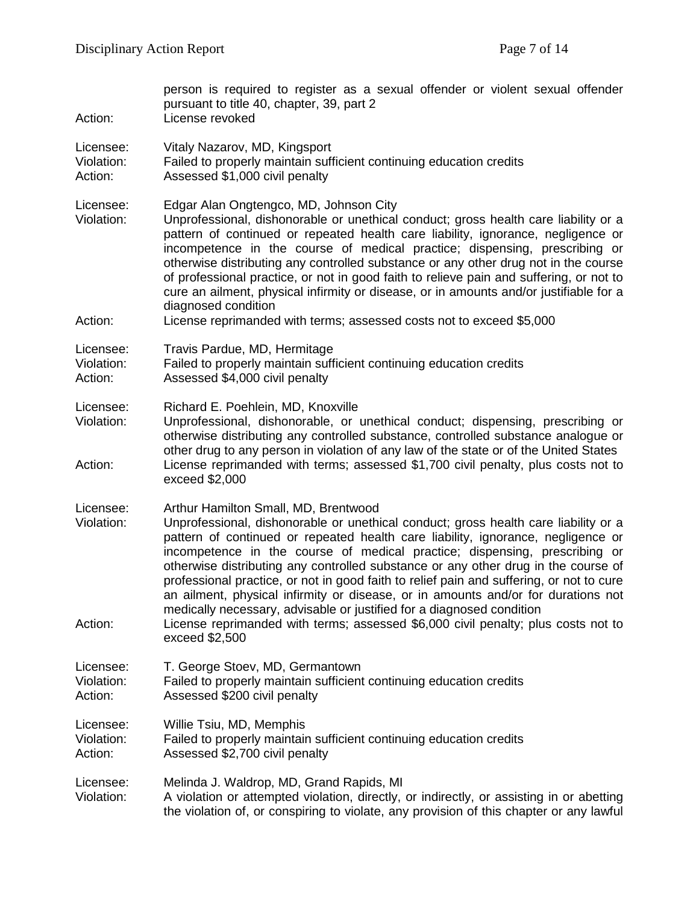person is required to register as a sexual offender or violent sexual offender pursuant to title 40, chapter, 39, part 2

Action: License revoked

Licensee: Vitaly Nazarov, MD, Kingsport
Violation: Failed to properly maintain sufficient continuing education credits
Action: Assessed $1,000 civil penalty

Licensee: Edgar Alan Ongtengco, MD, Johnson City
Violation: Unprofessional, dishonorable or unethical conduct; gross health care liability or a pattern of continued or repeated health care liability, ignorance, negligence or incompetence in the course of medical practice; dispensing, prescribing or otherwise distributing any controlled substance or any other drug not in the course of professional practice, or not in good faith to relieve pain and suffering, or not to cure an ailment, physical infirmity or disease, or in amounts and/or justifiable for a diagnosed condition
Action: License reprimanded with terms; assessed costs not to exceed $5,000

Licensee: Travis Pardue, MD, Hermitage
Violation: Failed to properly maintain sufficient continuing education credits
Action: Assessed $4,000 civil penalty

Licensee: Richard E. Poehlein, MD, Knoxville
Violation: Unprofessional, dishonorable, or unethical conduct; dispensing, prescribing or otherwise distributing any controlled substance, controlled substance analogue or other drug to any person in violation of any law of the state or of the United States
Action: License reprimanded with terms; assessed $1,700 civil penalty, plus costs not to exceed $2,000

Licensee: Arthur Hamilton Small, MD, Brentwood
Violation: Unprofessional, dishonorable or unethical conduct; gross health care liability or a pattern of continued or repeated health care liability, ignorance, negligence or incompetence in the course of medical practice; dispensing, prescribing or otherwise distributing any controlled substance or any other drug in the course of professional practice, or not in good faith to relief pain and suffering, or not to cure an ailment, physical infirmity or disease, or in amounts and/or for durations not medically necessary, advisable or justified for a diagnosed condition
Action: License reprimanded with terms; assessed $6,000 civil penalty; plus costs not to exceed $2,500

Licensee: T. George Stoev, MD, Germantown
Violation: Failed to properly maintain sufficient continuing education credits
Action: Assessed $200 civil penalty

Licensee: Willie Tsiu, MD, Memphis
Violation: Failed to properly maintain sufficient continuing education credits
Action: Assessed $2,700 civil penalty

Licensee: Melinda J. Waldrop, MD, Grand Rapids, MI
Violation: A violation or attempted violation, directly, or indirectly, or assisting in or abetting the violation of, or conspiring to violate, any provision of this chapter or any lawful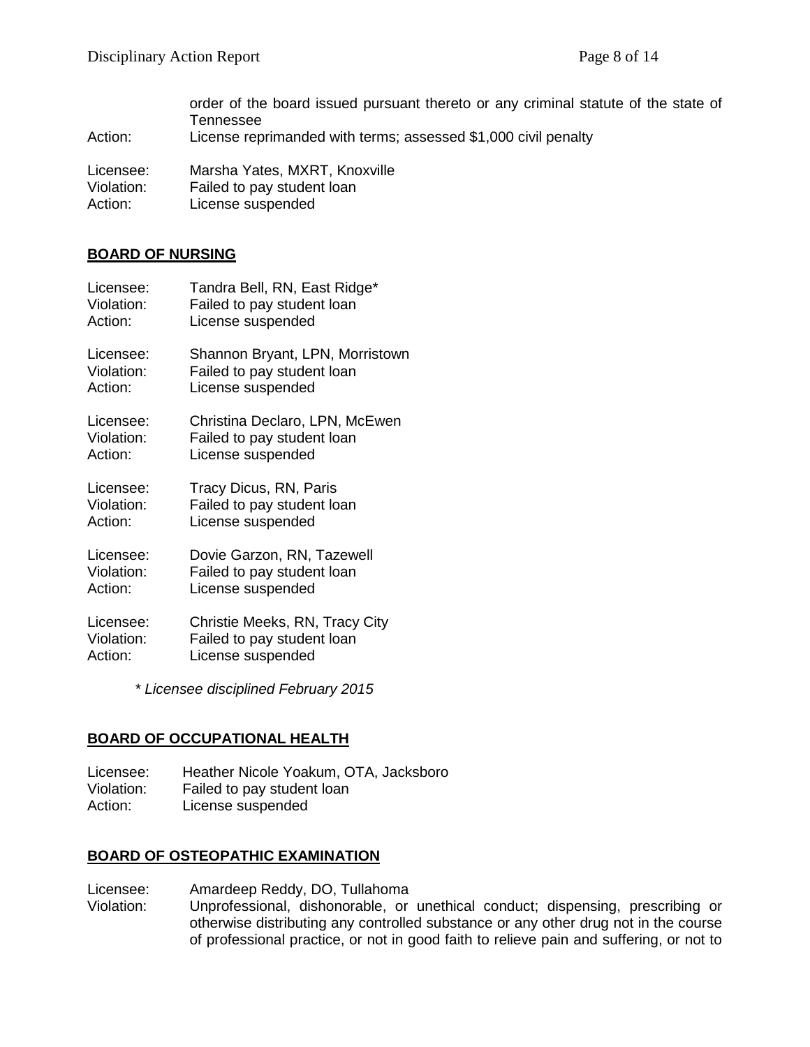order of the board issued pursuant thereto or any criminal statute of the state of Tennessee

Action: License reprimanded with terms; assessed $1,000 civil penalty

Licensee: Marsha Yates, MXRT, Knoxville
Violation: Failed to pay student loan
Action: License suspended

## BOARD OF NURSING

Licensee: Tandra Bell, RN, East Ridge*
Violation: Failed to pay student loan
Action: License suspended

Licensee: Shannon Bryant, LPN, Morristown
Violation: Failed to pay student loan
Action: License suspended

Licensee: Christina Declaro, LPN, McEwen
Violation: Failed to pay student loan
Action: License suspended

Licensee: Tracy Dicus, RN, Paris
Violation: Failed to pay student loan
Action: License suspended

Licensee: Dovie Garzon, RN, Tazewell
Violation: Failed to pay student loan
Action: License suspended

Licensee: Christie Meeks, RN, Tracy City
Violation: Failed to pay student loan
Action: License suspended

*\* Licensee disciplined February 2015*

## BOARD OF OCCUPATIONAL HEALTH

Licensee: Heather Nicole Yoakum, OTA, Jacksboro
Violation: Failed to pay student loan
Action: License suspended

## BOARD OF OSTEOPATHIC EXAMINATION

Licensee: Amardeep Reddy, DO, Tullahoma
Violation: Unprofessional, dishonorable, or unethical conduct; dispensing, prescribing or otherwise distributing any controlled substance or any other drug not in the course of professional practice, or not in good faith to relieve pain and suffering, or not to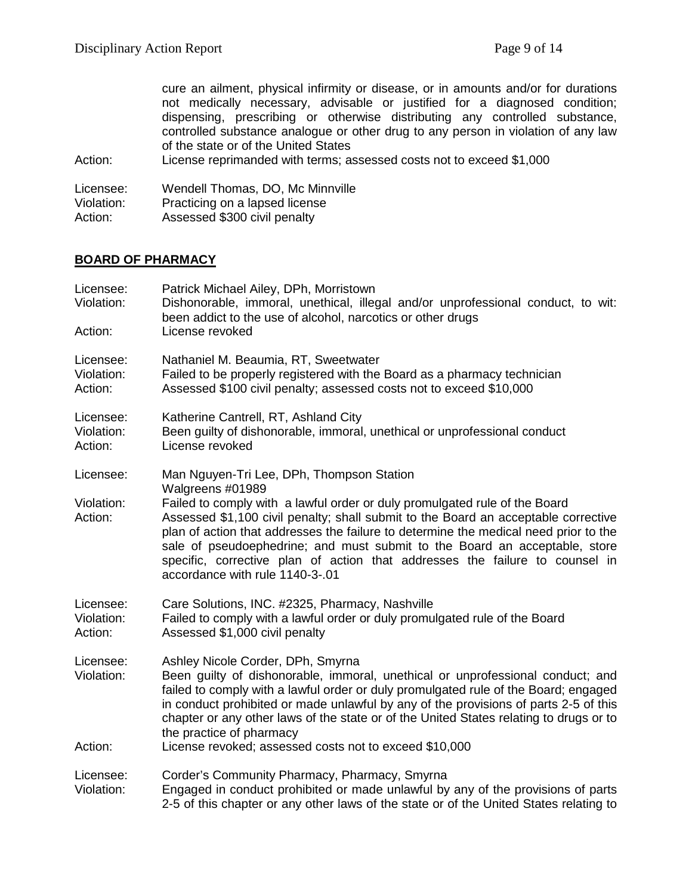cure an ailment, physical infirmity or disease, or in amounts and/or for durations not medically necessary, advisable or justified for a diagnosed condition; dispensing, prescribing or otherwise distributing any controlled substance, controlled substance analogue or other drug to any person in violation of any law of the state or of the United States

Action: License reprimanded with terms; assessed costs not to exceed $1,000

Licensee: Wendell Thomas, DO, Mc Minnville
Violation: Practicing on a lapsed license
Action: Assessed $300 civil penalty

## BOARD OF PHARMACY

Licensee: Patrick Michael Ailey, DPh, Morristown
Violation: Dishonorable, immoral, unethical, illegal and/or unprofessional conduct, to wit: been addict to the use of alcohol, narcotics or other drugs
Action: License revoked

Licensee: Nathaniel M. Beaumia, RT, Sweetwater
Violation: Failed to be properly registered with the Board as a pharmacy technician
Action: Assessed $100 civil penalty; assessed costs not to exceed $10,000

Licensee: Katherine Cantrell, RT, Ashland City
Violation: Been guilty of dishonorable, immoral, unethical or unprofessional conduct
Action: License revoked

Licensee: Man Nguyen-Tri Lee, DPh, Thompson Station
Walgreens #01989
Violation: Failed to comply with a lawful order or duly promulgated rule of the Board
Action: Assessed $1,100 civil penalty; shall submit to the Board an acceptable corrective plan of action that addresses the failure to determine the medical need prior to the sale of pseudoephedrine; and must submit to the Board an acceptable, store specific, corrective plan of action that addresses the failure to counsel in accordance with rule 1140-3-.01

Licensee: Care Solutions, INC. #2325, Pharmacy, Nashville
Violation: Failed to comply with a lawful order or duly promulgated rule of the Board
Action: Assessed $1,000 civil penalty

Licensee: Ashley Nicole Corder, DPh, Smyrna
Violation: Been guilty of dishonorable, immoral, unethical or unprofessional conduct; and failed to comply with a lawful order or duly promulgated rule of the Board; engaged in conduct prohibited or made unlawful by any of the provisions of parts 2-5 of this chapter or any other laws of the state or of the United States relating to drugs or to the practice of pharmacy
Action: License revoked; assessed costs not to exceed $10,000

Licensee: Corder's Community Pharmacy, Pharmacy, Smyrna
Violation: Engaged in conduct prohibited or made unlawful by any of the provisions of parts 2-5 of this chapter or any other laws of the state or of the United States relating to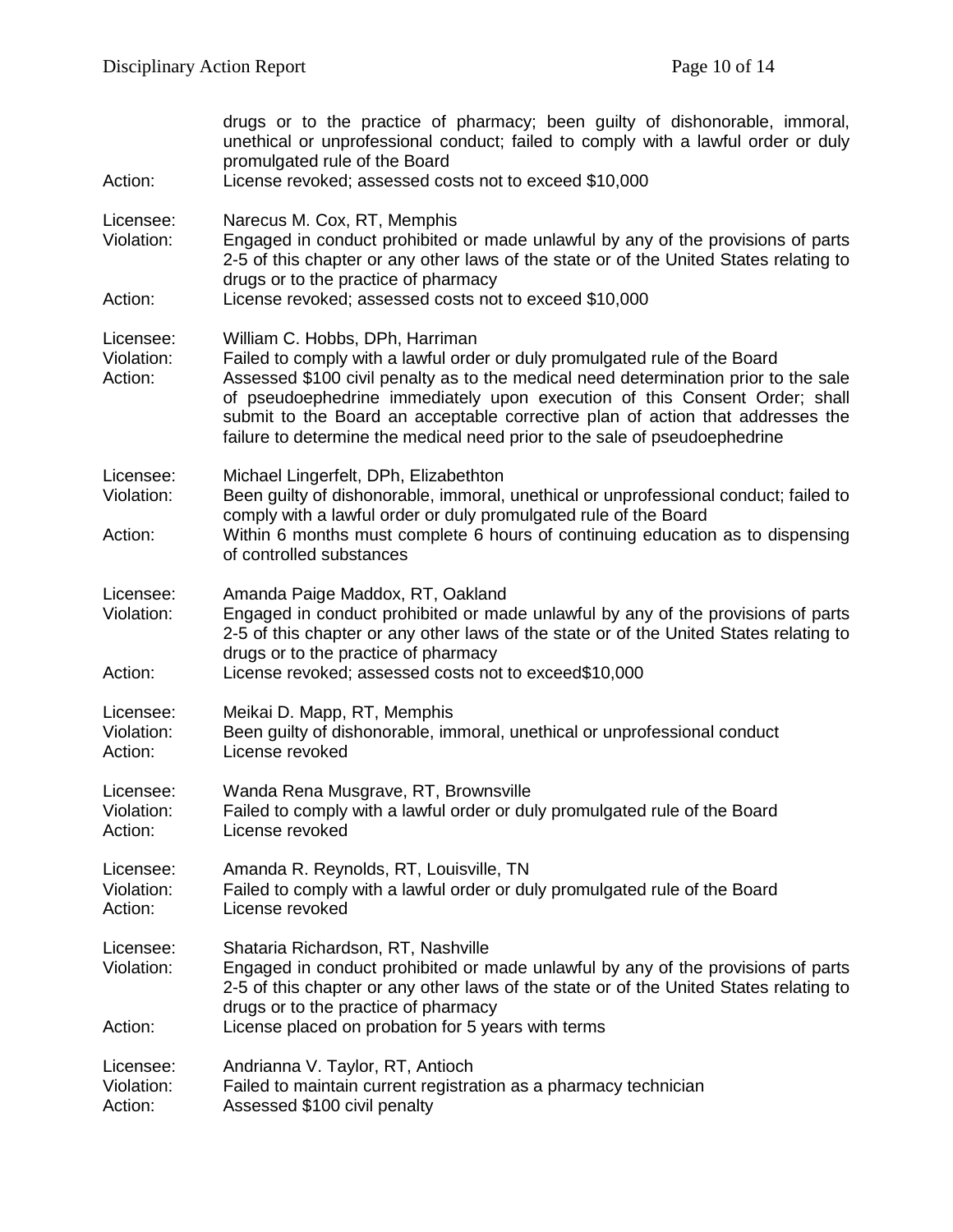drugs or to the practice of pharmacy; been guilty of dishonorable, immoral, unethical or unprofessional conduct; failed to comply with a lawful order or duly promulgated rule of the Board

Action: License revoked; assessed costs not to exceed $10,000

Licensee: Narecus M. Cox, RT, Memphis
Violation: Engaged in conduct prohibited or made unlawful by any of the provisions of parts 2-5 of this chapter or any other laws of the state or of the United States relating to drugs or to the practice of pharmacy
Action: License revoked; assessed costs not to exceed $10,000

Licensee: William C. Hobbs, DPh, Harriman
Violation: Failed to comply with a lawful order or duly promulgated rule of the Board
Action: Assessed $100 civil penalty as to the medical need determination prior to the sale of pseudoephedrine immediately upon execution of this Consent Order; shall submit to the Board an acceptable corrective plan of action that addresses the failure to determine the medical need prior to the sale of pseudoephedrine

Licensee: Michael Lingerfelt, DPh, Elizabethton
Violation: Been guilty of dishonorable, immoral, unethical or unprofessional conduct; failed to comply with a lawful order or duly promulgated rule of the Board
Action: Within 6 months must complete 6 hours of continuing education as to dispensing of controlled substances

Licensee: Amanda Paige Maddox, RT, Oakland
Violation: Engaged in conduct prohibited or made unlawful by any of the provisions of parts 2-5 of this chapter or any other laws of the state or of the United States relating to drugs or to the practice of pharmacy
Action: License revoked; assessed costs not to exceed$10,000

Licensee: Meikai D. Mapp, RT, Memphis
Violation: Been guilty of dishonorable, immoral, unethical or unprofessional conduct
Action: License revoked

Licensee: Wanda Rena Musgrave, RT, Brownsville
Violation: Failed to comply with a lawful order or duly promulgated rule of the Board
Action: License revoked

Licensee: Amanda R. Reynolds, RT, Louisville, TN
Violation: Failed to comply with a lawful order or duly promulgated rule of the Board
Action: License revoked

Licensee: Shataria Richardson, RT, Nashville
Violation: Engaged in conduct prohibited or made unlawful by any of the provisions of parts 2-5 of this chapter or any other laws of the state or of the United States relating to drugs or to the practice of pharmacy
Action: License placed on probation for 5 years with terms

Licensee: Andrianna V. Taylor, RT, Antioch
Violation: Failed to maintain current registration as a pharmacy technician
Action: Assessed $100 civil penalty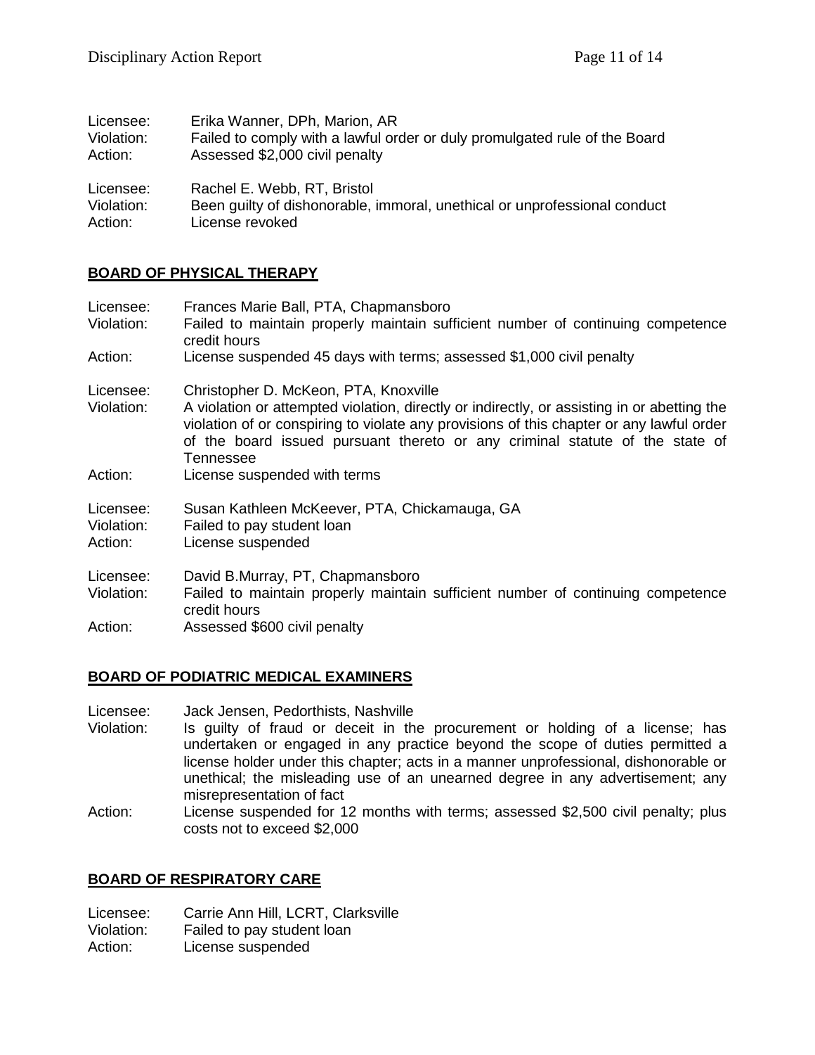Licensee: Erika Wanner, DPh, Marion, AR
Violation: Failed to comply with a lawful order or duly promulgated rule of the Board
Action: Assessed $2,000 civil penalty

Licensee: Rachel E. Webb, RT, Bristol
Violation: Been guilty of dishonorable, immoral, unethical or unprofessional conduct
Action: License revoked

## BOARD OF PHYSICAL THERAPY

Licensee: Frances Marie Ball, PTA, Chapmansboro
Violation: Failed to maintain properly maintain sufficient number of continuing competence credit hours
Action: License suspended 45 days with terms; assessed $1,000 civil penalty

Licensee: Christopher D. McKeon, PTA, Knoxville
Violation: A violation or attempted violation, directly or indirectly, or assisting in or abetting the violation of or conspiring to violate any provisions of this chapter or any lawful order of the board issued pursuant thereto or any criminal statute of the state of Tennessee
Action: License suspended with terms

Licensee: Susan Kathleen McKeever, PTA, Chickamauga, GA
Violation: Failed to pay student loan
Action: License suspended

Licensee: David B.Murray, PT, Chapmansboro
Violation: Failed to maintain properly maintain sufficient number of continuing competence credit hours
Action: Assessed $600 civil penalty

## BOARD OF PODIATRIC MEDICAL EXAMINERS

Licensee: Jack Jensen, Pedorthists, Nashville
Violation: Is guilty of fraud or deceit in the procurement or holding of a license; has undertaken or engaged in any practice beyond the scope of duties permitted a license holder under this chapter; acts in a manner unprofessional, dishonorable or unethical; the misleading use of an unearned degree in any advertisement; any misrepresentation of fact
Action: License suspended for 12 months with terms; assessed $2,500 civil penalty; plus costs not to exceed $2,000

## BOARD OF RESPIRATORY CARE

Licensee: Carrie Ann Hill, LCRT, Clarksville
Violation: Failed to pay student loan
Action: License suspended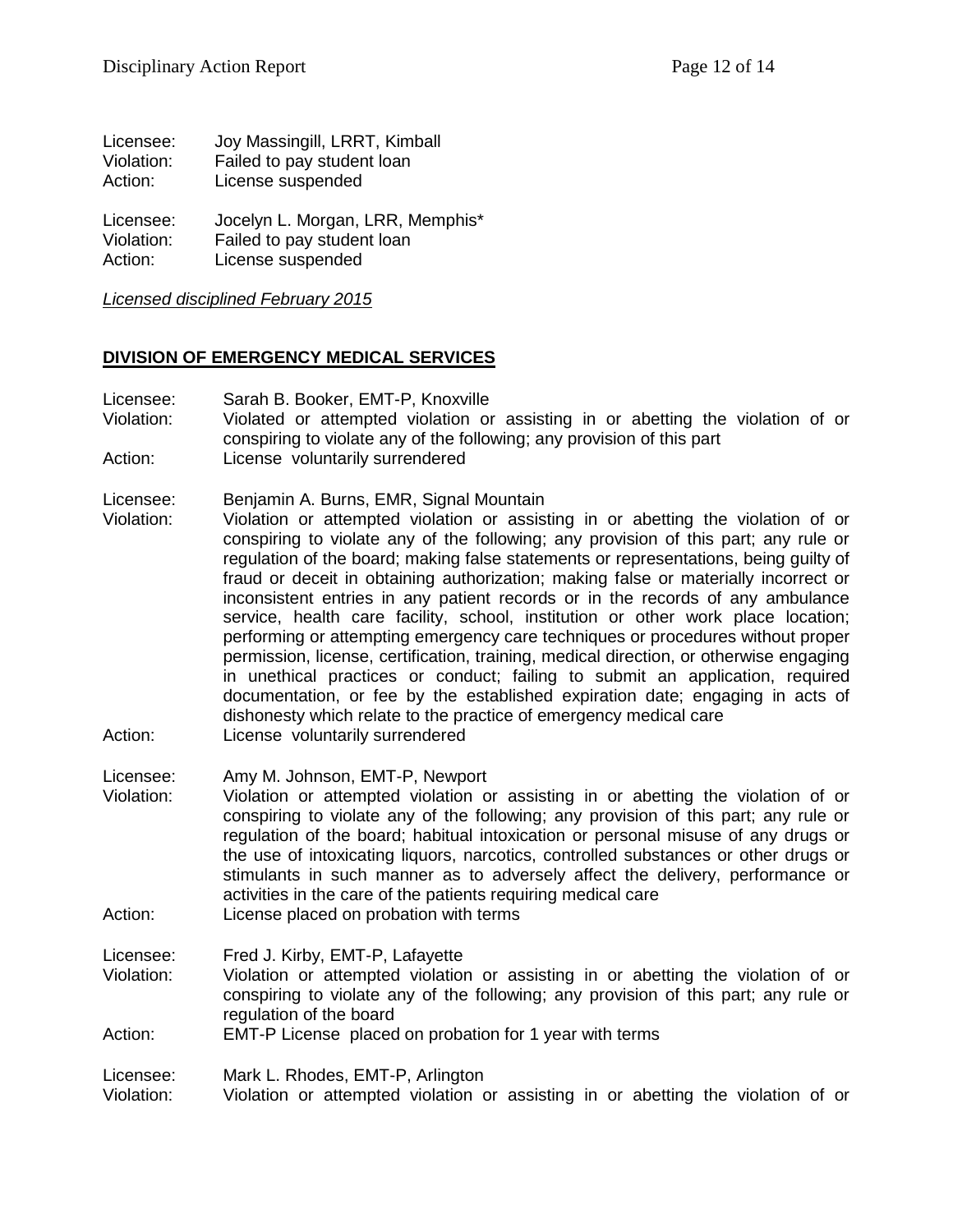Licensee: Joy Massingill, LRRT, Kimball
Violation: Failed to pay student loan
Action: License suspended

Licensee: Jocelyn L. Morgan, LRR, Memphis*
Violation: Failed to pay student loan
Action: License suspended

*Licensed disciplined February 2015*

**DIVISION OF EMERGENCY MEDICAL SERVICES**

Licensee: Sarah B. Booker, EMT-P, Knoxville
Violation: Violated or attempted violation or assisting in or abetting the violation of or conspiring to violate any of the following; any provision of this part
Action: License voluntarily surrendered

Licensee: Benjamin A. Burns, EMR, Signal Mountain
Violation: Violation or attempted violation or assisting in or abetting the violation of or conspiring to violate any of the following; any provision of this part; any rule or regulation of the board; making false statements or representations, being guilty of fraud or deceit in obtaining authorization; making false or materially incorrect or inconsistent entries in any patient records or in the records of any ambulance service, health care facility, school, institution or other work place location; performing or attempting emergency care techniques or procedures without proper permission, license, certification, training, medical direction, or otherwise engaging in unethical practices or conduct; failing to submit an application, required documentation, or fee by the established expiration date; engaging in acts of dishonesty which relate to the practice of emergency medical care
Action: License voluntarily surrendered

Licensee: Amy M. Johnson, EMT-P, Newport
Violation: Violation or attempted violation or assisting in or abetting the violation of or conspiring to violate any of the following; any provision of this part; any rule or regulation of the board; habitual intoxication or personal misuse of any drugs or the use of intoxicating liquors, narcotics, controlled substances or other drugs or stimulants in such manner as to adversely affect the delivery, performance or activities in the care of the patients requiring medical care
Action: License placed on probation with terms

Licensee: Fred J. Kirby, EMT-P, Lafayette
Violation: Violation or attempted violation or assisting in or abetting the violation of or conspiring to violate any of the following; any provision of this part; any rule or regulation of the board
Action: EMT-P License placed on probation for 1 year with terms

Licensee: Mark L. Rhodes, EMT-P, Arlington
Violation: Violation or attempted violation or assisting in or abetting the violation of or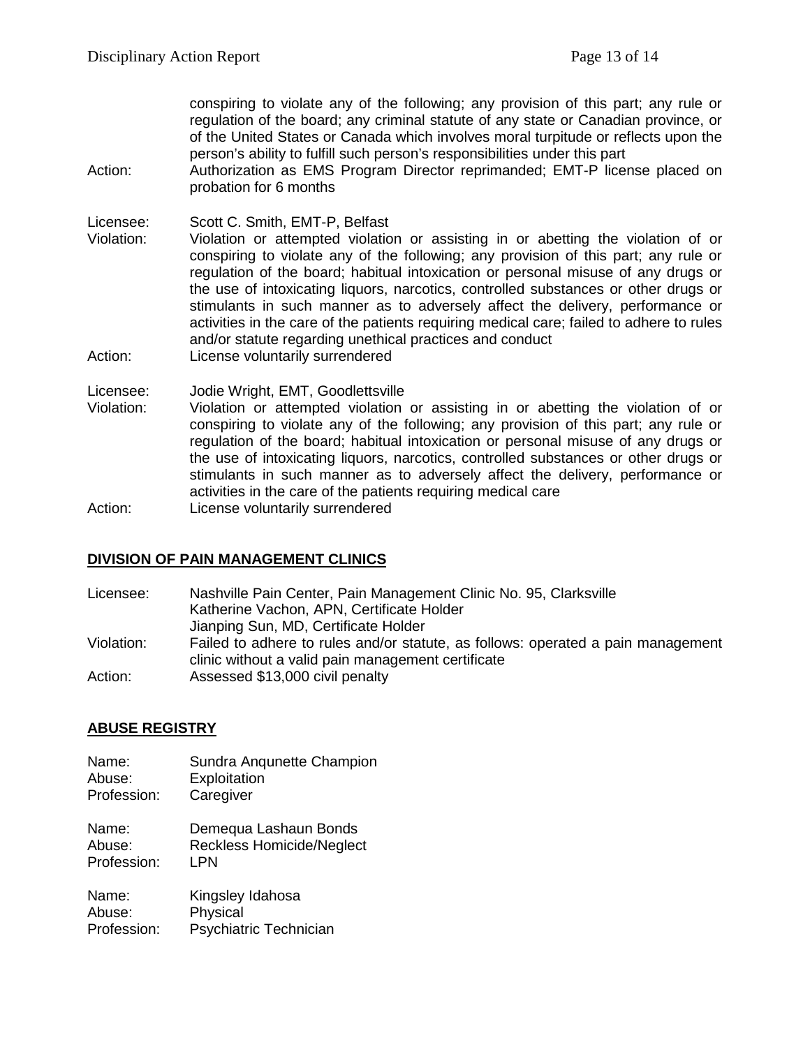conspiring to violate any of the following; any provision of this part; any rule or regulation of the board; any criminal statute of any state or Canadian province, or of the United States or Canada which involves moral turpitude or reflects upon the person's ability to fulfill such person's responsibilities under this part

Action: Authorization as EMS Program Director reprimanded; EMT-P license placed on probation for 6 months

Licensee: Scott C. Smith, EMT-P, Belfast

Violation: Violation or attempted violation or assisting in or abetting the violation of or conspiring to violate any of the following; any provision of this part; any rule or regulation of the board; habitual intoxication or personal misuse of any drugs or the use of intoxicating liquors, narcotics, controlled substances or other drugs or stimulants in such manner as to adversely affect the delivery, performance or activities in the care of the patients requiring medical care; failed to adhere to rules and/or statute regarding unethical practices and conduct

Action: License voluntarily surrendered

Licensee: Jodie Wright, EMT, Goodlettsville

Violation: Violation or attempted violation or assisting in or abetting the violation of or conspiring to violate any of the following; any provision of this part; any rule or regulation of the board; habitual intoxication or personal misuse of any drugs or the use of intoxicating liquors, narcotics, controlled substances or other drugs or stimulants in such manner as to adversely affect the delivery, performance or activities in the care of the patients requiring medical care

Action: License voluntarily surrendered

## DIVISION OF PAIN MANAGEMENT CLINICS

Licensee: Nashville Pain Center, Pain Management Clinic No. 95, Clarksville
Katherine Vachon, APN, Certificate Holder
Jianping Sun, MD, Certificate Holder

Violation: Failed to adhere to rules and/or statute, as follows: operated a pain management clinic without a valid pain management certificate

Action: Assessed $13,000 civil penalty

## ABUSE REGISTRY

Name: Sundra Anqunette Champion
Abuse: Exploitation
Profession: Caregiver

Name: Demequa Lashaun Bonds
Abuse: Reckless Homicide/Neglect
Profession: LPN

Name: Kingsley Idahosa
Abuse: Physical
Profession: Psychiatric Technician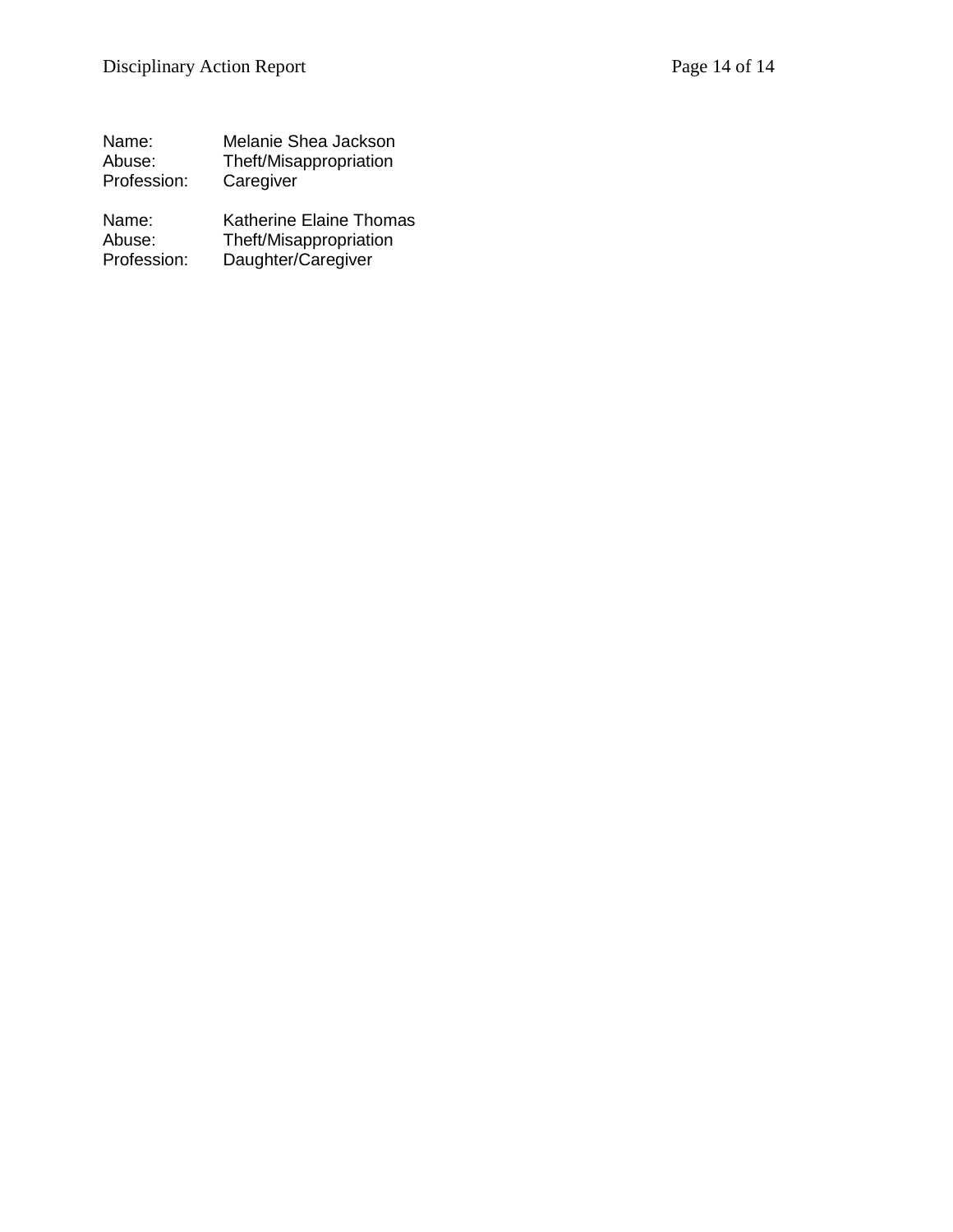Name: Melanie Shea Jackson
Abuse: Theft/Misappropriation
Profession: Caregiver

Name: Katherine Elaine Thomas
Abuse: Theft/Misappropriation
Profession: Daughter/Caregiver